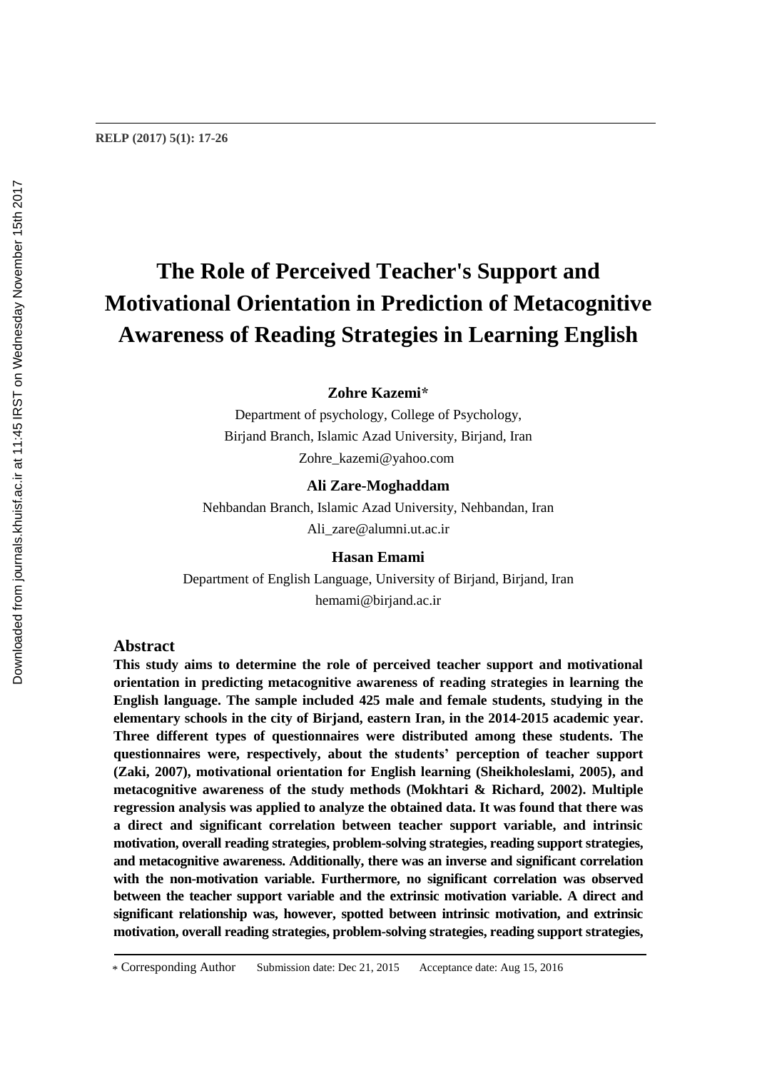# The Role of Perceived Teacher's Support and Motivational Orientation in Prediction of Metacognitive Awareness of Reading Strategies in Learning English

**Zohre Kazemi***

Department of psychology, College of Psychology,
Birjand Branch, Islamic Azad University, Birjand, Iran
Zohre_kazemi@yahoo.com

**Ali Zare-Moghaddam**

Nehbandan Branch, Islamic Azad University, Nehbandan, Iran
Ali_zare@alumni.ut.ac.ir

**Hasan Emami**

Department of English Language, University of Birjand, Birjand, Iran
hemami@birjand.ac.ir

## Abstract

**This study aims to determine the role of perceived teacher support and motivational orientation in predicting metacognitive awareness of reading strategies in learning the English language. The sample included 425 male and female students, studying in the elementary schools in the city of Birjand, eastern Iran, in the 2014-2015 academic year. Three different types of questionnaires were distributed among these students. The questionnaires were, respectively, about the students' perception of teacher support (Zaki, 2007), motivational orientation for English learning (Sheikholeslami, 2005), and metacognitive awareness of the study methods (Mokhtari & Richard, 2002). Multiple regression analysis was applied to analyze the obtained data. It was found that there was a direct and significant correlation between teacher support variable, and intrinsic motivation, overall reading strategies, problem-solving strategies, reading support strategies, and metacognitive awareness. Additionally, there was an inverse and significant correlation with the non-motivation variable. Furthermore, no significant correlation was observed between the teacher support variable and the extrinsic motivation variable. A direct and significant relationship was, however, spotted between intrinsic motivation, and extrinsic motivation, overall reading strategies, problem-solving strategies, reading support strategies,**

* Corresponding Author  Submission date: Dec 21, 2015  Acceptance date: Aug 15, 2016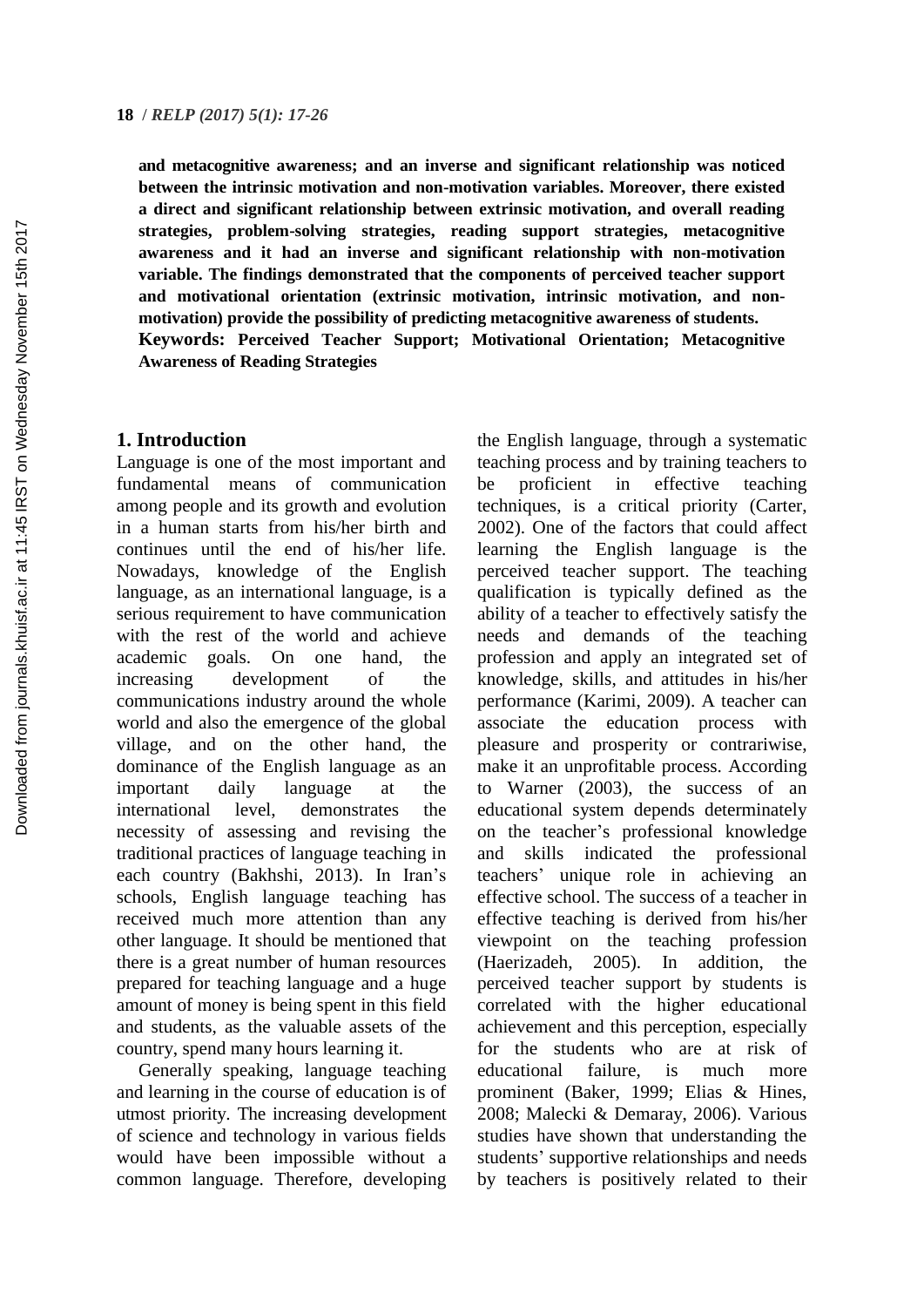**and metacognitive awareness; and an inverse and significant relationship was noticed between the intrinsic motivation and non-motivation variables. Moreover, there existed a direct and significant relationship between extrinsic motivation, and overall reading strategies, problem-solving strategies, reading support strategies, metacognitive awareness and it had an inverse and significant relationship with non-motivation variable. The findings demonstrated that the components of perceived teacher support and motivational orientation (extrinsic motivation, intrinsic motivation, and non-motivation) provide the possibility of predicting metacognitive awareness of students.**

**Keywords: Perceived Teacher Support; Motivational Orientation; Metacognitive Awareness of Reading Strategies**

## 1. Introduction

Language is one of the most important and fundamental means of communication among people and its growth and evolution in a human starts from his/her birth and continues until the end of his/her life. Nowadays, knowledge of the English language, as an international language, is a serious requirement to have communication with the rest of the world and achieve academic goals. On one hand, the increasing development of the communications industry around the whole world and also the emergence of the global village, and on the other hand, the dominance of the English language as an important daily language at the international level, demonstrates the necessity of assessing and revising the traditional practices of language teaching in each country (Bakhshi, 2013). In Iran's schools, English language teaching has received much more attention than any other language. It should be mentioned that there is a great number of human resources prepared for teaching language and a huge amount of money is being spent in this field and students, as the valuable assets of the country, spend many hours learning it.

Generally speaking, language teaching and learning in the course of education is of utmost priority. The increasing development of science and technology in various fields would have been impossible without a common language. Therefore, developing the English language, through a systematic teaching process and by training teachers to be proficient in effective teaching techniques, is a critical priority (Carter, 2002). One of the factors that could affect learning the English language is the perceived teacher support. The teaching qualification is typically defined as the ability of a teacher to effectively satisfy the needs and demands of the teaching profession and apply an integrated set of knowledge, skills, and attitudes in his/her performance (Karimi, 2009). A teacher can associate the education process with pleasure and prosperity or contrariwise, make it an unprofitable process. According to Warner (2003), the success of an educational system depends determinately on the teacher's professional knowledge and skills indicated the professional teachers' unique role in achieving an effective school. The success of a teacher in effective teaching is derived from his/her viewpoint on the teaching profession (Haerizadeh, 2005). In addition, the perceived teacher support by students is correlated with the higher educational achievement and this perception, especially for the students who are at risk of educational failure, is much more prominent (Baker, 1999; Elias & Hines, 2008; Malecki & Demaray, 2006). Various studies have shown that understanding the students' supportive relationships and needs by teachers is positively related to their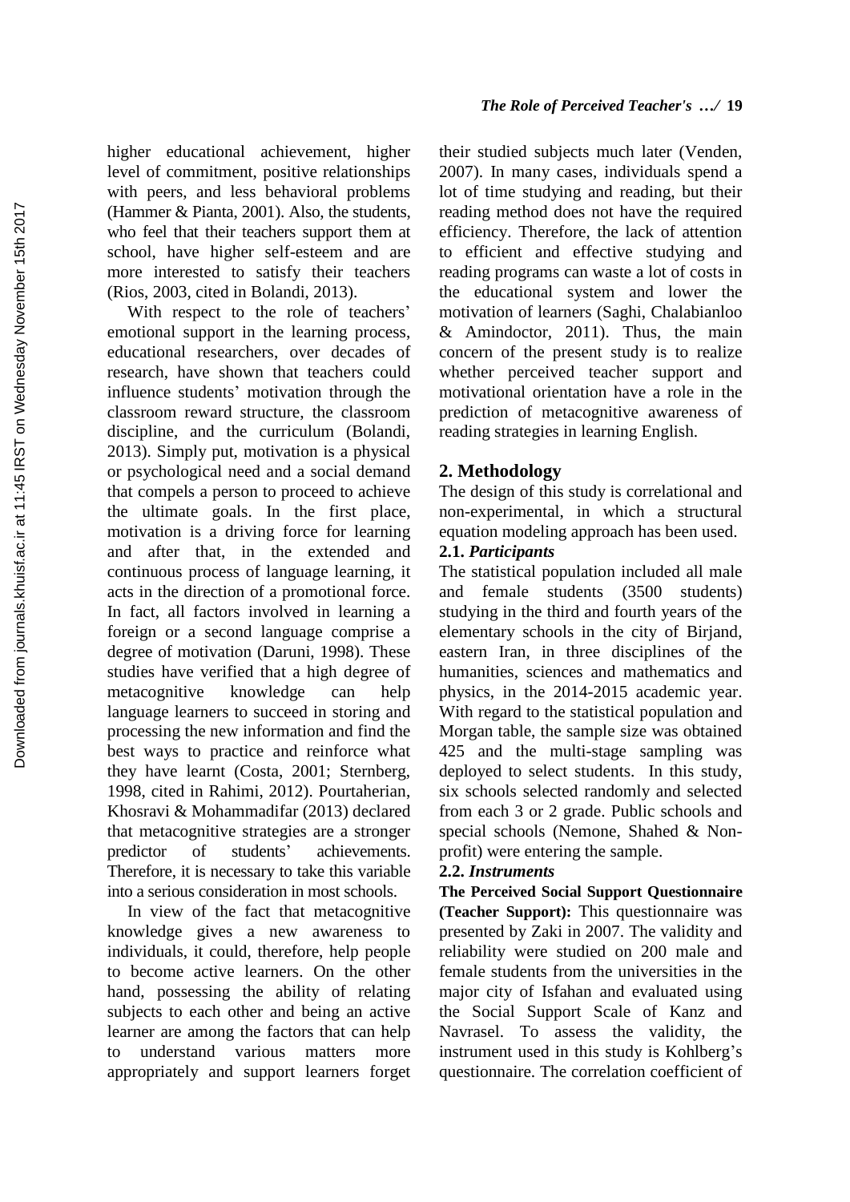higher educational achievement, higher level of commitment, positive relationships with peers, and less behavioral problems (Hammer & Pianta, 2001). Also, the students, who feel that their teachers support them at school, have higher self-esteem and are more interested to satisfy their teachers (Rios, 2003, cited in Bolandi, 2013).

With respect to the role of teachers' emotional support in the learning process, educational researchers, over decades of research, have shown that teachers could influence students' motivation through the classroom reward structure, the classroom discipline, and the curriculum (Bolandi, 2013). Simply put, motivation is a physical or psychological need and a social demand that compels a person to proceed to achieve the ultimate goals. In the first place, motivation is a driving force for learning and after that, in the extended and continuous process of language learning, it acts in the direction of a promotional force. In fact, all factors involved in learning a foreign or a second language comprise a degree of motivation (Daruni, 1998). These studies have verified that a high degree of metacognitive knowledge can help language learners to succeed in storing and processing the new information and find the best ways to practice and reinforce what they have learnt (Costa, 2001; Sternberg, 1998, cited in Rahimi, 2012). Pourtaherian, Khosravi & Mohammadifar (2013) declared that metacognitive strategies are a stronger predictor of students' achievements. Therefore, it is necessary to take this variable into a serious consideration in most schools.

In view of the fact that metacognitive knowledge gives a new awareness to individuals, it could, therefore, help people to become active learners. On the other hand, possessing the ability of relating subjects to each other and being an active learner are among the factors that can help to understand various matters more appropriately and support learners forget their studied subjects much later (Venden, 2007). In many cases, individuals spend a lot of time studying and reading, but their reading method does not have the required efficiency. Therefore, the lack of attention to efficient and effective studying and reading programs can waste a lot of costs in the educational system and lower the motivation of learners (Saghi, Chalabianloo & Amindoctor, 2011). Thus, the main concern of the present study is to realize whether perceived teacher support and motivational orientation have a role in the prediction of metacognitive awareness of reading strategies in learning English.

## 2. Methodology

The design of this study is correlational and non-experimental, in which a structural equation modeling approach has been used.

### 2.1. *Participants*

The statistical population included all male and female students (3500 students) studying in the third and fourth years of the elementary schools in the city of Birjand, eastern Iran, in three disciplines of the humanities, sciences and mathematics and physics, in the 2014-2015 academic year. With regard to the statistical population and Morgan table, the sample size was obtained 425 and the multi-stage sampling was deployed to select students. In this study, six schools selected randomly and selected from each 3 or 2 grade. Public schools and special schools (Nemone, Shahed & Non-profit) were entering the sample.

### 2.2. *Instruments*

**The Perceived Social Support Questionnaire (Teacher Support):** This questionnaire was presented by Zaki in 2007. The validity and reliability were studied on 200 male and female students from the universities in the major city of Isfahan and evaluated using the Social Support Scale of Kanz and Navrasel. To assess the validity, the instrument used in this study is Kohlberg's questionnaire. The correlation coefficient of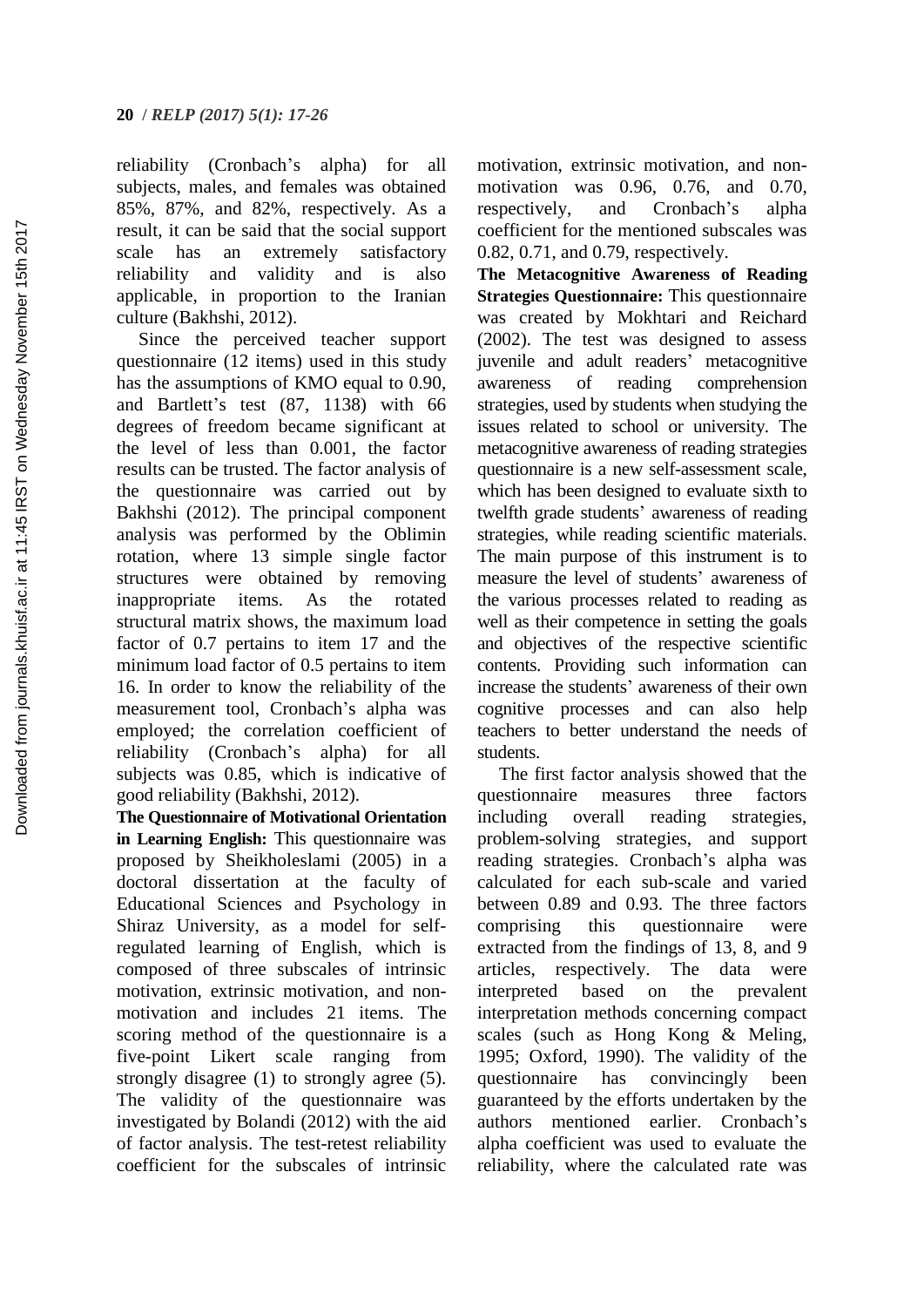reliability (Cronbach's alpha) for all subjects, males, and females was obtained 85%, 87%, and 82%, respectively. As a result, it can be said that the social support scale has an extremely satisfactory reliability and validity and is also applicable, in proportion to the Iranian culture (Bakhshi, 2012).

Since the perceived teacher support questionnaire (12 items) used in this study has the assumptions of KMO equal to 0.90, and Bartlett's test (87, 1138) with 66 degrees of freedom became significant at the level of less than 0.001, the factor results can be trusted. The factor analysis of the questionnaire was carried out by Bakhshi (2012). The principal component analysis was performed by the Oblimin rotation, where 13 simple single factor structures were obtained by removing inappropriate items. As the rotated structural matrix shows, the maximum load factor of 0.7 pertains to item 17 and the minimum load factor of 0.5 pertains to item 16. In order to know the reliability of the measurement tool, Cronbach's alpha was employed; the correlation coefficient of reliability (Cronbach's alpha) for all subjects was 0.85, which is indicative of good reliability (Bakhshi, 2012).

**The Questionnaire of Motivational Orientation in Learning English:** This questionnaire was proposed by Sheikholeslami (2005) in a doctoral dissertation at the faculty of Educational Sciences and Psychology in Shiraz University, as a model for self-regulated learning of English, which is composed of three subscales of intrinsic motivation, extrinsic motivation, and non-motivation and includes 21 items. The scoring method of the questionnaire is a five-point Likert scale ranging from strongly disagree (1) to strongly agree (5). The validity of the questionnaire was investigated by Bolandi (2012) with the aid of factor analysis. The test-retest reliability coefficient for the subscales of intrinsic motivation, extrinsic motivation, and non-motivation was 0.96, 0.76, and 0.70, respectively, and Cronbach's alpha coefficient for the mentioned subscales was 0.82, 0.71, and 0.79, respectively.

**The Metacognitive Awareness of Reading Strategies Questionnaire:** This questionnaire was created by Mokhtari and Reichard (2002). The test was designed to assess juvenile and adult readers' metacognitive awareness of reading comprehension strategies, used by students when studying the issues related to school or university. The metacognitive awareness of reading strategies questionnaire is a new self-assessment scale, which has been designed to evaluate sixth to twelfth grade students' awareness of reading strategies, while reading scientific materials. The main purpose of this instrument is to measure the level of students' awareness of the various processes related to reading as well as their competence in setting the goals and objectives of the respective scientific contents. Providing such information can increase the students' awareness of their own cognitive processes and can also help teachers to better understand the needs of students.

The first factor analysis showed that the questionnaire measures three factors including overall reading strategies, problem-solving strategies, and support reading strategies. Cronbach's alpha was calculated for each sub-scale and varied between 0.89 and 0.93. The three factors comprising this questionnaire were extracted from the findings of 13, 8, and 9 articles, respectively. The data were interpreted based on the prevalent interpretation methods concerning compact scales (such as Hong Kong & Meling, 1995; Oxford, 1990). The validity of the questionnaire has convincingly been guaranteed by the efforts undertaken by the authors mentioned earlier. Cronbach's alpha coefficient was used to evaluate the reliability, where the calculated rate was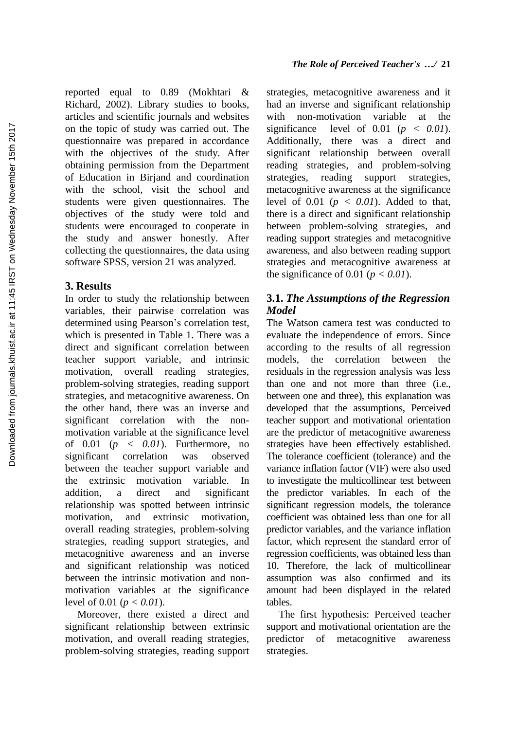reported equal to 0.89 (Mokhtari & Richard, 2002). Library studies to books, articles and scientific journals and websites on the topic of study was carried out. The questionnaire was prepared in accordance with the objectives of the study. After obtaining permission from the Department of Education in Birjand and coordination with the school, visit the school and students were given questionnaires. The objectives of the study were told and students were encouraged to cooperate in the study and answer honestly. After collecting the questionnaires, the data using software SPSS, version 21 was analyzed.

## 3. Results

In order to study the relationship between variables, their pairwise correlation was determined using Pearson's correlation test, which is presented in Table 1. There was a direct and significant correlation between teacher support variable, and intrinsic motivation, overall reading strategies, problem-solving strategies, reading support strategies, and metacognitive awareness. On the other hand, there was an inverse and significant correlation with the non-motivation variable at the significance level of 0.01 ($p < 0.01$). Furthermore, no significant correlation was observed between the teacher support variable and the extrinsic motivation variable. In addition, a direct and significant relationship was spotted between intrinsic motivation, and extrinsic motivation, overall reading strategies, problem-solving strategies, reading support strategies, and metacognitive awareness and an inverse and significant relationship was noticed between the intrinsic motivation and non-motivation variables at the significance level of 0.01 ($p < 0.01$).

Moreover, there existed a direct and significant relationship between extrinsic motivation, and overall reading strategies, problem-solving strategies, reading support strategies, metacognitive awareness and it had an inverse and significant relationship with non-motivation variable at the significance level of 0.01 ($p < 0.01$). Additionally, there was a direct and significant relationship between overall reading strategies, and problem-solving strategies, reading support strategies, metacognitive awareness at the significance level of 0.01 ($p < 0.01$). Added to that, there is a direct and significant relationship between problem-solving strategies, and reading support strategies and metacognitive awareness, and also between reading support strategies and metacognitive awareness at the significance of 0.01 ($p < 0.01$).

### 3.1. *The Assumptions of the Regression Model*

The Watson camera test was conducted to evaluate the independence of errors. Since according to the results of all regression models, the correlation between the residuals in the regression analysis was less than one and not more than three (i.e., between one and three), this explanation was developed that the assumptions, Perceived teacher support and motivational orientation are the predictor of metacognitive awareness strategies have been effectively established. The tolerance coefficient (tolerance) and the variance inflation factor (VIF) were also used to investigate the multicollinear test between the predictor variables. In each of the significant regression models, the tolerance coefficient was obtained less than one for all predictor variables, and the variance inflation factor, which represent the standard error of regression coefficients, was obtained less than 10. Therefore, the lack of multicollinear assumption was also confirmed and its amount had been displayed in the related tables.

The first hypothesis: Perceived teacher support and motivational orientation are the predictor of metacognitive awareness strategies.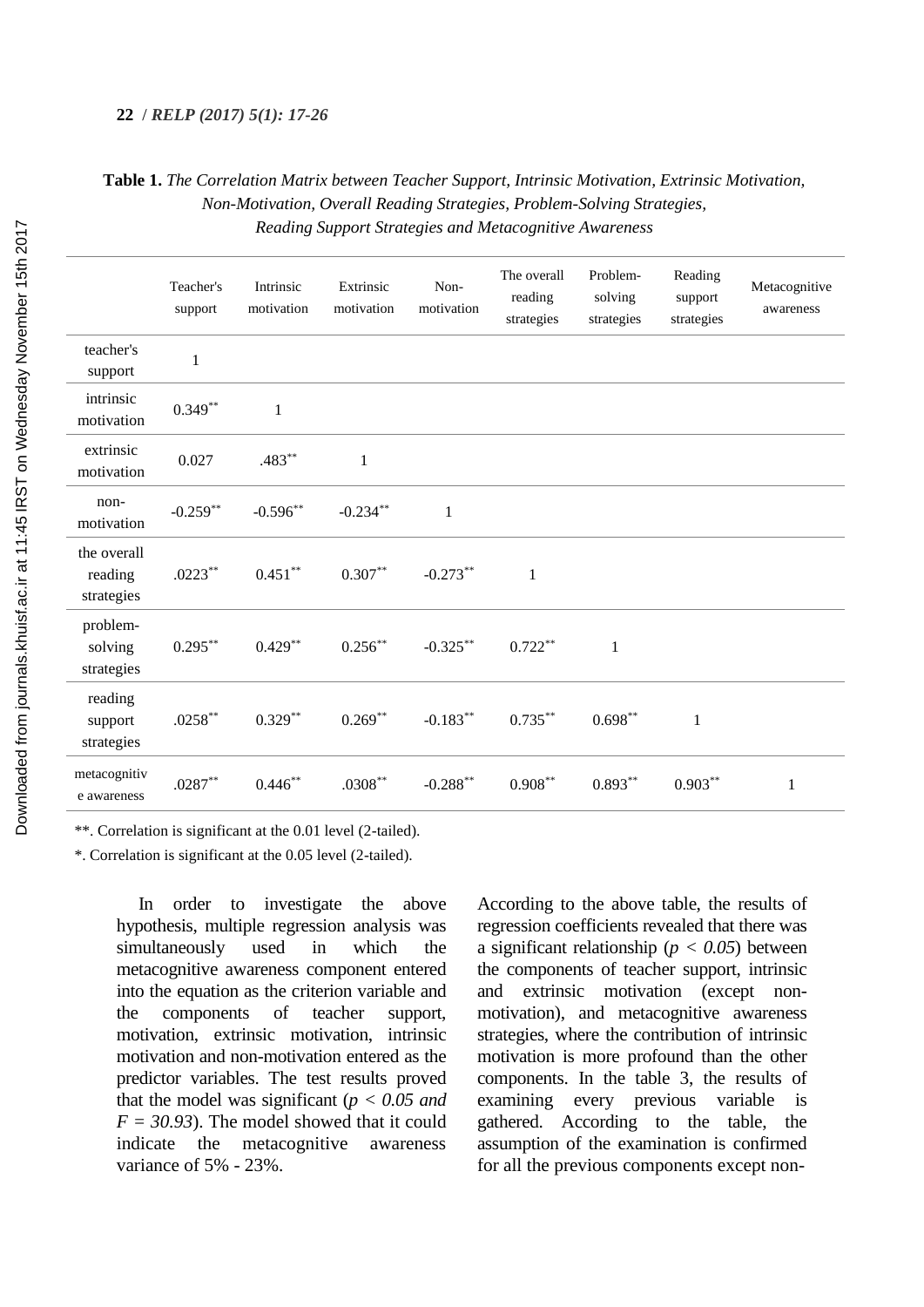**Table 1.** *The Correlation Matrix between Teacher Support, Intrinsic Motivation, Extrinsic Motivation, Non-Motivation, Overall Reading Strategies, Problem-Solving Strategies, Reading Support Strategies and Metacognitive Awareness*

| | Teacher's support | Intrinsic motivation | Extrinsic motivation | Non-motivation | The overall reading strategies | Problem-solving strategies | Reading support strategies | Metacognitive awareness |
|---|---|---|---|---|---|---|---|---|
| teacher's support | 1 | | | | | | | |
| intrinsic motivation | 0.349** | 1 | | | | | | |
| extrinsic motivation | 0.027 | .483** | 1 | | | | | |
| non-motivation | -0.259** | -0.596** | -0.234** | 1 | | | | |
| the overall reading strategies | .0223** | 0.451** | 0.307** | -0.273** | 1 | | | |
| problem-solving strategies | 0.295** | 0.429** | 0.256** | -0.325** | 0.722** | 1 | | |
| reading support strategies | .0258** | 0.329** | 0.269** | -0.183** | 0.735** | 0.698** | 1 | |
| metacognitive awareness | .0287** | 0.446** | .0308** | -0.288** | 0.908** | 0.893** | 0.903** | 1 |

**. Correlation is significant at the 0.01 level (2-tailed).

*. Correlation is significant at the 0.05 level (2-tailed).

In order to investigate the above hypothesis, multiple regression analysis was simultaneously used in which the metacognitive awareness component entered into the equation as the criterion variable and the components of teacher support, motivation, extrinsic motivation, intrinsic motivation and non-motivation entered as the predictor variables. The test results proved that the model was significant ($p < 0.05$ *and* $F = 30.93$). The model showed that it could indicate the metacognitive awareness variance of 5% - 23%.

According to the above table, the results of regression coefficients revealed that there was a significant relationship ($p < 0.05$) between the components of teacher support, intrinsic and extrinsic motivation (except non-motivation), and metacognitive awareness strategies, where the contribution of intrinsic motivation is more profound than the other components. In the table 3, the results of examining every previous variable is gathered. According to the table, the assumption of the examination is confirmed for all the previous components except non-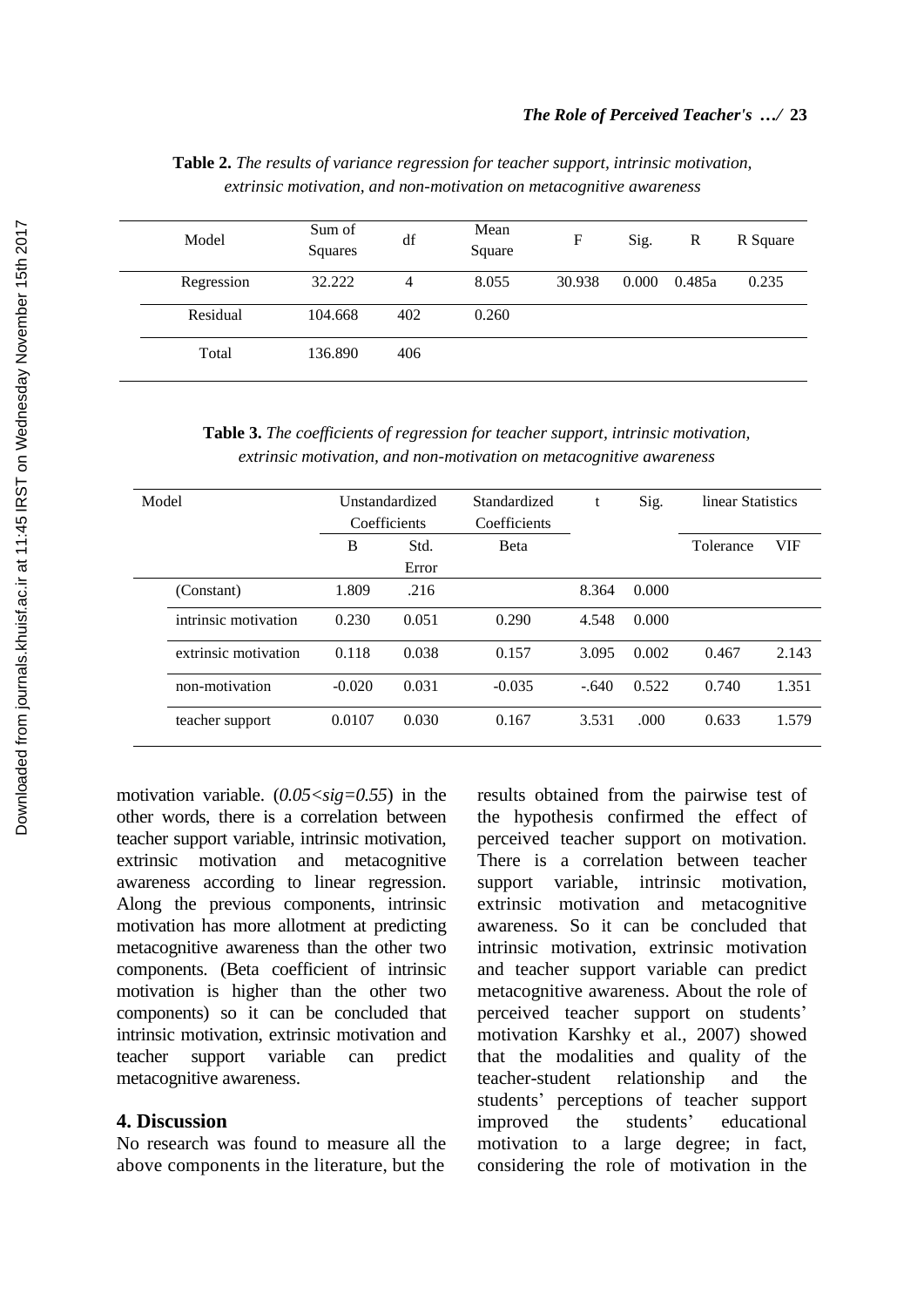**Table 2.** *The results of variance regression for teacher support, intrinsic motivation, extrinsic motivation, and non-motivation on metacognitive awareness*

| Model | Sum of Squares | df | Mean Square | F | Sig. | R | R Square |
|---|---|---|---|---|---|---|---|
| Regression | 32.222 | 4 | 8.055 | 30.938 | 0.000 | 0.485a | 0.235 |
| Residual | 104.668 | 402 | 0.260 | | | | |
| Total | 136.890 | 406 | | | | | |

**Table 3.** *The coefficients of regression for teacher support, intrinsic motivation, extrinsic motivation, and non-motivation on metacognitive awareness*

| Model | Unstandardized Coefficients | | Standardized Coefficients | t | Sig. | linear Statistics | |
|---|---|---|---|---|---|---|---|
| | B | Std. Error | Beta | | | Tolerance | VIF |
| (Constant) | 1.809 | .216 | | 8.364 | 0.000 | | |
| intrinsic motivation | 0.230 | 0.051 | 0.290 | 4.548 | 0.000 | | |
| extrinsic motivation | 0.118 | 0.038 | 0.157 | 3.095 | 0.002 | 0.467 | 2.143 |
| non-motivation | -0.020 | 0.031 | -0.035 | -.640 | 0.522 | 0.740 | 1.351 |
| teacher support | 0.0107 | 0.030 | 0.167 | 3.531 | .000 | 0.633 | 1.579 |

motivation variable. (*0.05<sig=0.55*) in the other words, there is a correlation between teacher support variable, intrinsic motivation, extrinsic motivation and metacognitive awareness according to linear regression. Along the previous components, intrinsic motivation has more allotment at predicting metacognitive awareness than the other two components. (Beta coefficient of intrinsic motivation is higher than the other two components) so it can be concluded that intrinsic motivation, extrinsic motivation and teacher support variable can predict metacognitive awareness.

## 4. Discussion

No research was found to measure all the above components in the literature, but the results obtained from the pairwise test of the hypothesis confirmed the effect of perceived teacher support on motivation. There is a correlation between teacher support variable, intrinsic motivation, extrinsic motivation and metacognitive awareness. So it can be concluded that intrinsic motivation, extrinsic motivation and teacher support variable can predict metacognitive awareness. About the role of perceived teacher support on students' motivation Karshky et al., 2007) showed that the modalities and quality of the teacher-student relationship and the students' perceptions of teacher support improved the students' educational motivation to a large degree; in fact, considering the role of motivation in the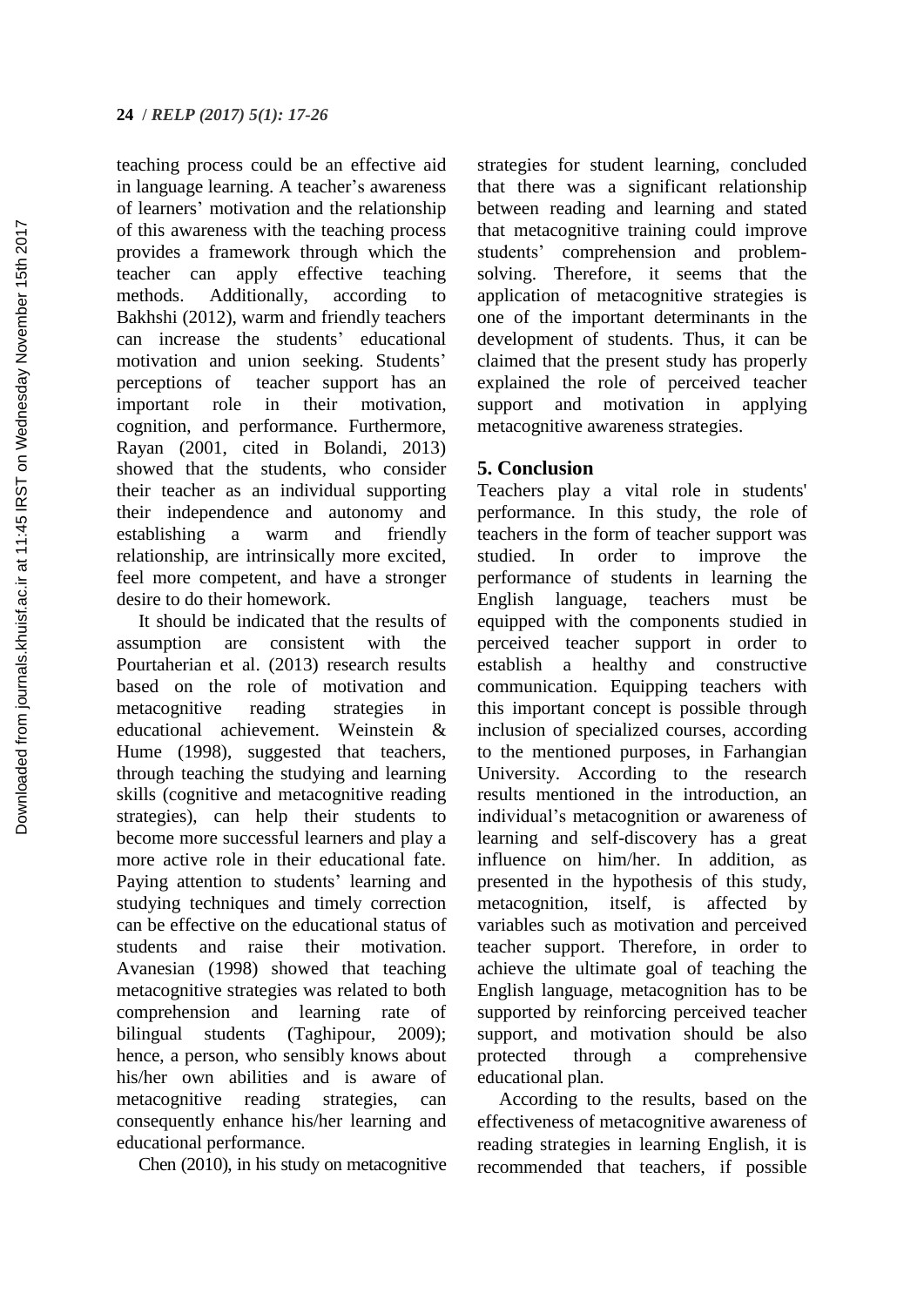teaching process could be an effective aid in language learning. A teacher's awareness of learners' motivation and the relationship of this awareness with the teaching process provides a framework through which the teacher can apply effective teaching methods. Additionally, according to Bakhshi (2012), warm and friendly teachers can increase the students' educational motivation and union seeking. Students' perceptions of teacher support has an important role in their motivation, cognition, and performance. Furthermore, Rayan (2001, cited in Bolandi, 2013) showed that the students, who consider their teacher as an individual supporting their independence and autonomy and establishing a warm and friendly relationship, are intrinsically more excited, feel more competent, and have a stronger desire to do their homework.

It should be indicated that the results of assumption are consistent with the Pourtaherian et al. (2013) research results based on the role of motivation and metacognitive reading strategies in educational achievement. Weinstein & Hume (1998), suggested that teachers, through teaching the studying and learning skills (cognitive and metacognitive reading strategies), can help their students to become more successful learners and play a more active role in their educational fate. Paying attention to students' learning and studying techniques and timely correction can be effective on the educational status of students and raise their motivation. Avanesian (1998) showed that teaching metacognitive strategies was related to both comprehension and learning rate of bilingual students (Taghipour, 2009); hence, a person, who sensibly knows about his/her own abilities and is aware of metacognitive reading strategies, can consequently enhance his/her learning and educational performance.

Chen (2010), in his study on metacognitive strategies for student learning, concluded that there was a significant relationship between reading and learning and stated that metacognitive training could improve students' comprehension and problem-solving. Therefore, it seems that the application of metacognitive strategies is one of the important determinants in the development of students. Thus, it can be claimed that the present study has properly explained the role of perceived teacher support and motivation in applying metacognitive awareness strategies.

## 5. Conclusion

Teachers play a vital role in students' performance. In this study, the role of teachers in the form of teacher support was studied. In order to improve the performance of students in learning the English language, teachers must be equipped with the components studied in perceived teacher support in order to establish a healthy and constructive communication. Equipping teachers with this important concept is possible through inclusion of specialized courses, according to the mentioned purposes, in Farhangian University. According to the research results mentioned in the introduction, an individual's metacognition or awareness of learning and self-discovery has a great influence on him/her. In addition, as presented in the hypothesis of this study, metacognition, itself, is affected by variables such as motivation and perceived teacher support. Therefore, in order to achieve the ultimate goal of teaching the English language, metacognition has to be supported by reinforcing perceived teacher support, and motivation should be also protected through a comprehensive educational plan.

According to the results, based on the effectiveness of metacognitive awareness of reading strategies in learning English, it is recommended that teachers, if possible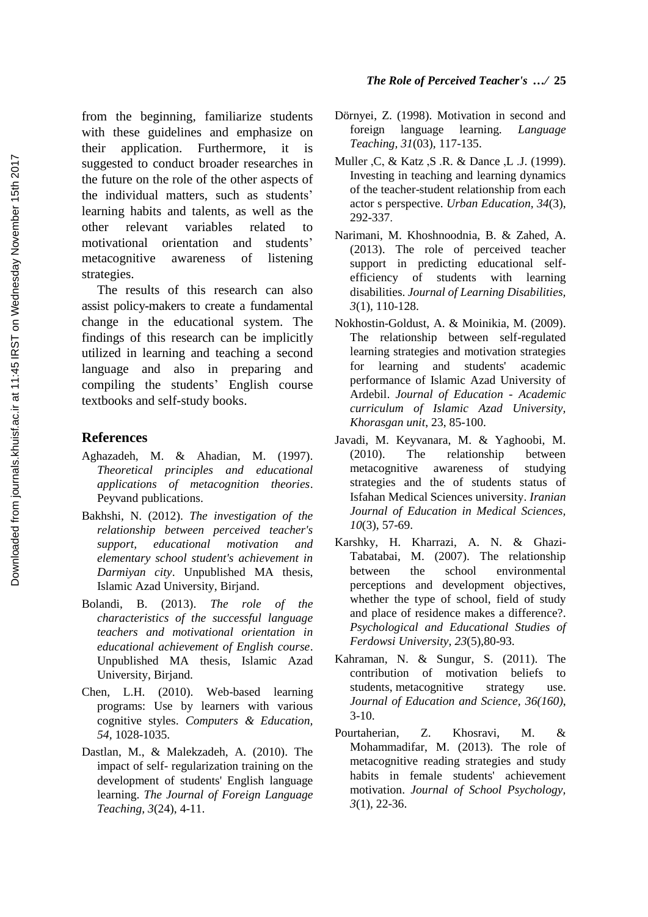from the beginning, familiarize students with these guidelines and emphasize on their application. Furthermore, it is suggested to conduct broader researches in the future on the role of the other aspects of the individual matters, such as students' learning habits and talents, as well as the other relevant variables related to motivational orientation and students' metacognitive awareness of listening strategies.

The results of this research can also assist policy-makers to create a fundamental change in the educational system. The findings of this research can be implicitly utilized in learning and teaching a second language and also in preparing and compiling the students' English course textbooks and self-study books.

## References

Aghazadeh, M. & Ahadian, M. (1997). *Theoretical principles and educational applications of metacognition theories*. Peyvand publications.

Bakhshi, N. (2012). *The investigation of the relationship between perceived teacher's support, educational motivation and elementary school student's achievement in Darmiyan city*. Unpublished MA thesis, Islamic Azad University, Birjand.

Bolandi, B. (2013). *The role of the characteristics of the successful language teachers and motivational orientation in educational achievement of English course*. Unpublished MA thesis, Islamic Azad University, Birjand.

Chen, L.H. (2010). Web-based learning programs: Use by learners with various cognitive styles. *Computers & Education, 54*, 1028-1035.

Dastlan, M., & Malekzadeh, A. (2010). The impact of self- regularization training on the development of students' English language learning. *The Journal of Foreign Language Teaching, 3*(24), 4-11.

Dörnyei, Z. (1998). Motivation in second and foreign language learning. *Language Teaching, 31*(03), 117-135.

Muller ,C, & Katz ,S .R. & Dance ,L .J. (1999). Investing in teaching and learning dynamics of the teacher-student relationship from each actor s perspective. *Urban Education, 34*(3), 292-337.

Narimani, M. Khoshnoodnia, B. & Zahed, A. (2013). The role of perceived teacher support in predicting educational self-efficiency of students with learning disabilities. *Journal of Learning Disabilities, 3*(1), 110-128.

Nokhostin-Goldust, A. & Moinikia, M. (2009). The relationship between self-regulated learning strategies and motivation strategies for learning and students' academic performance of Islamic Azad University of Ardebil. *Journal of Education - Academic curriculum of Islamic Azad University, Khorasgan unit*, 23, 85-100.

Javadi, M. Keyvanara, M. & Yaghoobi, M. (2010). The relationship between metacognitive awareness of studying strategies and the of students status of Isfahan Medical Sciences university. *Iranian Journal of Education in Medical Sciences, 10*(3), 57-69.

Karshky, H. Kharrazi, A. N. & Ghazi-Tabatabai, M. (2007). The relationship between the school environmental perceptions and development objectives, whether the type of school, field of study and place of residence makes a difference?. *Psychological and Educational Studies of Ferdowsi University, 23*(5),80-93.

Kahraman, N. & Sungur, S. (2011). The contribution of motivation beliefs to students, metacognitive strategy use. *Journal of Education and Science, 36(160)*, 3-10.

Pourtaherian, Z. Khosravi, M. & Mohammadifar, M. (2013). The role of metacognitive reading strategies and study habits in female students' achievement motivation. *Journal of School Psychology, 3*(1), 22-36.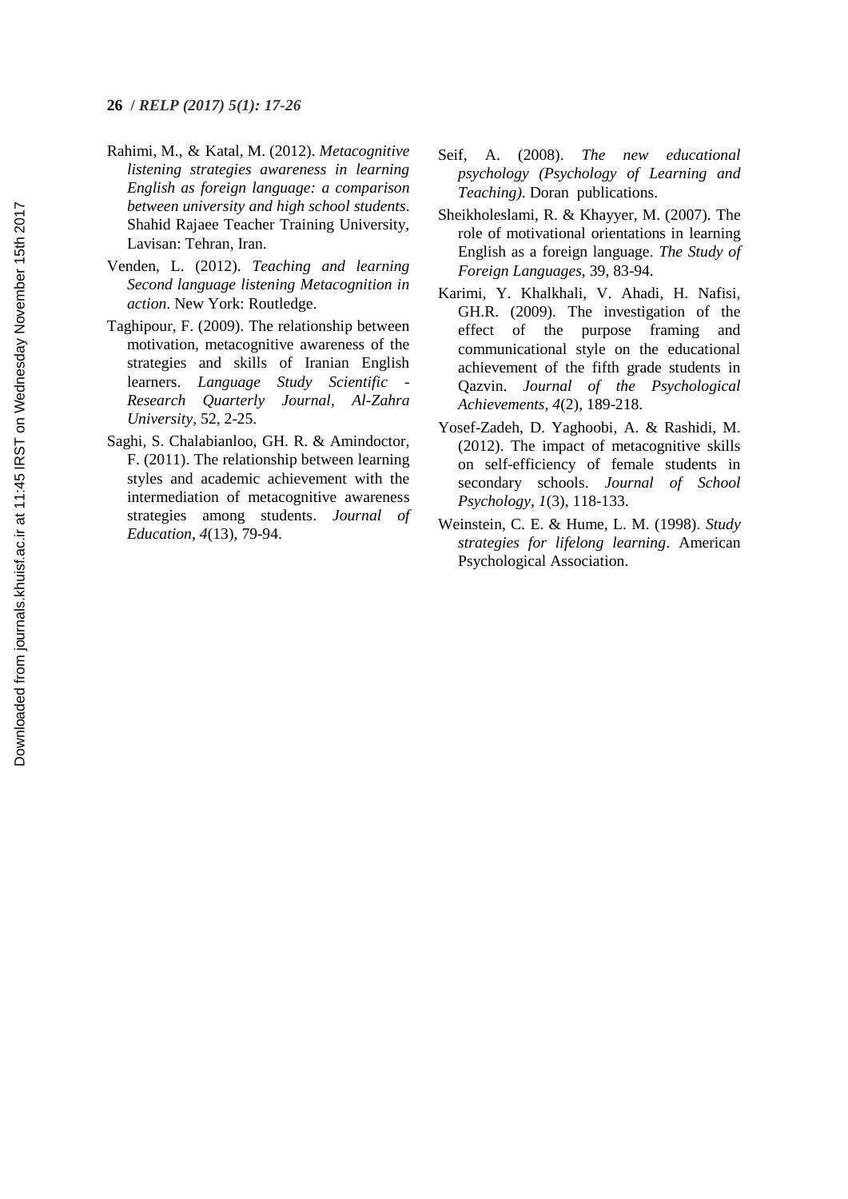Rahimi, M., & Katal, M. (2012). *Metacognitive listening strategies awareness in learning English as foreign language: a comparison between university and high school students*. Shahid Rajaee Teacher Training University, Lavisan: Tehran, Iran.

Venden, L. (2012). *Teaching and learning Second language listening Metacognition in action*. New York: Routledge.

Taghipour, F. (2009). The relationship between motivation, metacognitive awareness of the strategies and skills of Iranian English learners. *Language Study Scientific - Research Quarterly Journal, Al-Zahra University*, 52, 2-25.

Saghi, S. Chalabianloo, GH. R. & Amindoctor, F. (2011). The relationship between learning styles and academic achievement with the intermediation of metacognitive awareness strategies among students. *Journal of Education, 4*(13), 79-94.

Seif, A. (2008). *The new educational psychology (Psychology of Learning and Teaching)*. Doran publications.

Sheikholeslami, R. & Khayyer, M. (2007). The role of motivational orientations in learning English as a foreign language. *The Study of Foreign Languages*, 39, 83-94.

Karimi, Y. Khalkhali, V. Ahadi, H. Nafisi, GH.R. (2009). The investigation of the effect of the purpose framing and communicational style on the educational achievement of the fifth grade students in Qazvin. *Journal of the Psychological Achievements, 4*(2), 189-218.

Yosef-Zadeh, D. Yaghoobi, A. & Rashidi, M. (2012). The impact of metacognitive skills on self-efficiency of female students in secondary schools. *Journal of School Psychology, 1*(3), 118-133.

Weinstein, C. E. & Hume, L. M. (1998). *Study strategies for lifelong learning*. American Psychological Association.